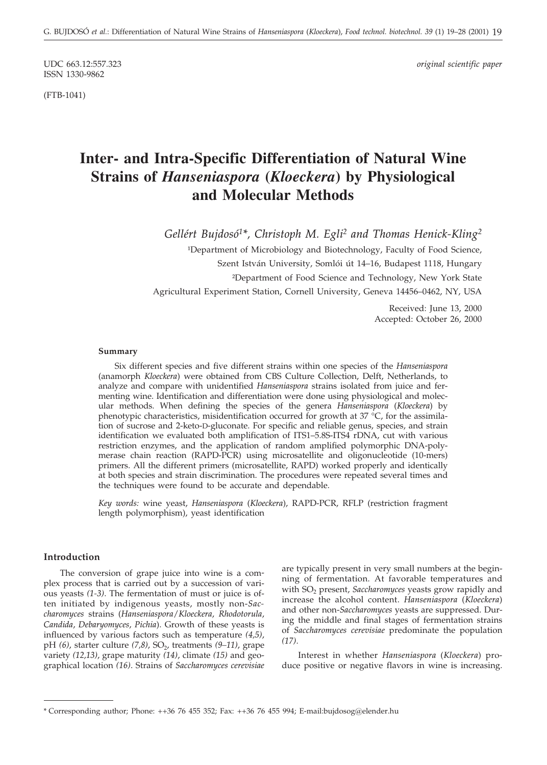UDC 663.12:557.323
ISSN 1330-9862

*original scientific paper*

(FTB-1041)

# Inter- and Intra-Specific Differentiation of Natural Wine Strains of *Hanseniaspora* (*Kloeckera*) by Physiological and Molecular Methods

*Gellért Bujdosó[1]\*, Christoph M. Egli[2] and Thomas Henick-Kling[2]*

[1]Department of Microbiology and Biotechnology, Faculty of Food Science, Szent István University, Somlói út 14–16, Budapest 1118, Hungary

[2]Department of Food Science and Technology, New York State Agricultural Experiment Station, Cornell University, Geneva 14456–0462, NY, USA

Received: June 13, 2000
Accepted: October 26, 2000

### Summary

Six different species and five different strains within one species of the *Hanseniaspora* (anamorph *Kloeckera*) were obtained from CBS Culture Collection, Delft, Netherlands, to analyze and compare with unidentified *Hanseniaspora* strains isolated from juice and fermenting wine. Identification and differentiation were done using physiological and molecular methods. When defining the species of the genera *Hanseniaspora* (*Kloeckera*) by phenotypic characteristics, misidentification occurred for growth at 37 °C, for the assimilation of sucrose and 2-keto-D-gluconate. For specific and reliable genus, species, and strain identification we evaluated both amplification of ITS1–5.8S-ITS4 rDNA, cut with various restriction enzymes, and the application of random amplified polymorphic DNA-polymerase chain reaction (RAPD-PCR) using microsatellite and oligonucleotide (10-mers) primers. All the different primers (microsatellite, RAPD) worked properly and identically at both species and strain discrimination. The procedures were repeated several times and the techniques were found to be accurate and dependable.

*Key words:* wine yeast, *Hanseniaspora* (*Kloeckera*), RAPD-PCR, RFLP (restriction fragment length polymorphism), yeast identification

## Introduction

The conversion of grape juice into wine is a complex process that is carried out by a succession of various yeasts *(1-3)*. The fermentation of must or juice is often initiated by indigenous yeasts, mostly non-*Saccharomyces* strains (*Hanseniaspora*/*Kloeckera*, *Rhodotorula*, *Candida*, *Debaryomyces*, *Pichia*). Growth of these yeasts is influenced by various factors such as temperature *(4,5)*, pH *(6)*, starter culture *(7,8)*, $SO_2$, treatments *(9–11)*, grape variety *(12,13)*, grape maturity *(14)*, climate *(15)* and geographical location *(16)*. Strains of *Saccharomyces cerevisiae* are typically present in very small numbers at the beginning of fermentation. At favorable temperatures and with $SO_2$ present, *Saccharomyces* yeasts grow rapidly and increase the alcohol content. *Hanseniaspora* (*Kloeckera*) and other non-*Saccharomyces* yeasts are suppressed. During the middle and final stages of fermentation strains of *Saccharomyces cerevisiae* predominate the population *(17)*.

Interest in whether *Hanseniaspora* (*Kloeckera*) produce positive or negative flavors in wine is increasing.

\* Corresponding author; Phone: ++36 76 455 352; Fax: ++36 76 455 994; E-mail:bujdosog@elender.hu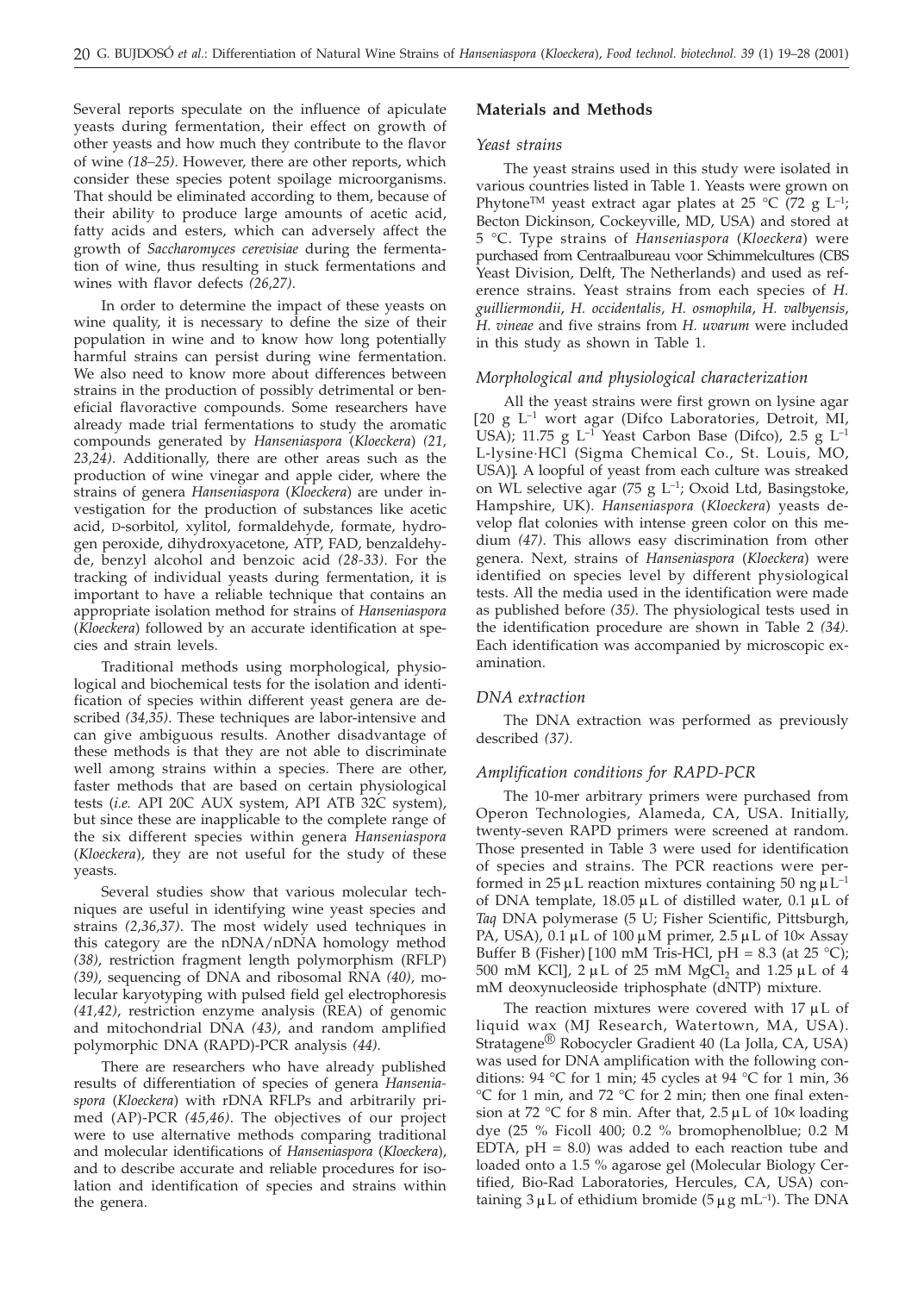Several reports speculate on the influence of apiculate yeasts during fermentation, their effect on growth of other yeasts and how much they contribute to the flavor of wine *(18–25)*. However, there are other reports, which consider these species potent spoilage microorganisms. That should be eliminated according to them, because of their ability to produce large amounts of acetic acid, fatty acids and esters, which can adversely affect the growth of *Saccharomyces cerevisiae* during the fermentation of wine, thus resulting in stuck fermentations and wines with flavor defects *(26,27)*.

In order to determine the impact of these yeasts on wine quality, it is necessary to define the size of their population in wine and to know how long potentially harmful strains can persist during wine fermentation. We also need to know more about differences between strains in the production of possibly detrimental or beneficial flavoractive compounds. Some researchers have already made trial fermentations to study the aromatic compounds generated by *Hanseniaspora* (*Kloeckera*) *(21, 23,24)*. Additionally, there are other areas such as the production of wine vinegar and apple cider, where the strains of genera *Hanseniaspora* (*Kloeckera*) are under investigation for the production of substances like acetic acid, D-sorbitol, xylitol, formaldehyde, formate, hydrogen peroxide, dihydroxyacetone, ATP, FAD, benzaldehyde, benzyl alcohol and benzoic acid *(28-33)*. For the tracking of individual yeasts during fermentation, it is important to have a reliable technique that contains an appropriate isolation method for strains of *Hanseniaspora* (*Kloeckera*) followed by an accurate identification at species and strain levels.

Traditional methods using morphological, physiological and biochemical tests for the isolation and identification of species within different yeast genera are described *(34,35)*. These techniques are labor-intensive and can give ambiguous results. Another disadvantage of these methods is that they are not able to discriminate well among strains within a species. There are other, faster methods that are based on certain physiological tests (*i.e.* API 20C AUX system, API ATB 32C system), but since these are inapplicable to the complete range of the six different species within genera *Hanseniaspora* (*Kloeckera*), they are not useful for the study of these yeasts.

Several studies show that various molecular techniques are useful in identifying wine yeast species and strains *(2,36,37)*. The most widely used techniques in this category are the nDNA/nDNA homology method *(38)*, restriction fragment length polymorphism (RFLP) *(39)*, sequencing of DNA and ribosomal RNA *(40)*, molecular karyotyping with pulsed field gel electrophoresis *(41,42)*, restriction enzyme analysis (REA) of genomic and mitochondrial DNA *(43)*, and random amplified polymorphic DNA (RAPD)-PCR analysis *(44)*.

There are researchers who have already published results of differentiation of species of genera *Hanseniaspora* (*Kloeckera*) with rDNA RFLPs and arbitrarily primed (AP)-PCR *(45,46)*. The objectives of our project were to use alternative methods comparing traditional and molecular identifications of *Hanseniaspora* (*Kloeckera*), and to describe accurate and reliable procedures for isolation and identification of species and strains within the genera.

## Materials and Methods

### *Yeast strains*

The yeast strains used in this study were isolated in various countries listed in Table 1. Yeasts were grown on Phytone™ yeast extract agar plates at 25 °C (72 g $L^{-1}$; Becton Dickinson, Cockeyville, MD, USA) and stored at 5 °C. Type strains of *Hanseniaspora* (*Kloeckera*) were purchased from Centraalbureau voor Schimmelcultures (CBS Yeast Division, Delft, The Netherlands) and used as reference strains. Yeast strains from each species of *H. guilliermondii*, *H. occidentalis*, *H. osmophila*, *H. valbyensis*, *H. vineae* and five strains from *H. uvarum* were included in this study as shown in Table 1.

### *Morphological and physiological characterization*

All the yeast strains were first grown on lysine agar [20 g $L^{-1}$ wort agar (Difco Laboratories, Detroit, MI, USA); 11.75 g $L^{-1}$ Yeast Carbon Base (Difco), 2.5 g $L^{-1}$ L-lysine·HCl (Sigma Chemical Co., St. Louis, MO, USA)]. A loopful of yeast from each culture was streaked on WL selective agar (75 g $L^{-1}$; Oxoid Ltd, Basingstoke, Hampshire, UK). *Hanseniaspora* (*Kloeckera*) yeasts develop flat colonies with intense green color on this medium *(47)*. This allows easy discrimination from other genera. Next, strains of *Hanseniaspora* (*Kloeckera*) were identified on species level by different physiological tests. All the media used in the identification were made as published before *(35)*. The physiological tests used in the identification procedure are shown in Table 2 *(34)*. Each identification was accompanied by microscopic examination.

### *DNA extraction*

The DNA extraction was performed as previously described *(37)*.

### *Amplification conditions for RAPD-PCR*

The 10-mer arbitrary primers were purchased from Operon Technologies, Alameda, CA, USA. Initially, twenty-seven RAPD primers were screened at random. Those presented in Table 3 were used for identification of species and strains. The PCR reactions were performed in 25 μL reaction mixtures containing 50 ng $\mu L^{-1}$ of DNA template, 18.05 μL of distilled water, 0.1 μL of *Taq* DNA polymerase (5 U; Fisher Scientific, Pittsburgh, PA, USA), 0.1 μL of 100 μM primer, 2.5 μL of 10× Assay Buffer B (Fisher) [100 mM Tris-HCl, pH = 8.3 (at 25 °C); 500 mM KCl], 2 μL of 25 mM $MgCl_2$ and 1.25 μL of 4 mM deoxynucleoside triphosphate (dNTP) mixture.

The reaction mixtures were covered with 17 μL of liquid wax (MJ Research, Watertown, MA, USA). Stratagene® Robocycler Gradient 40 (La Jolla, CA, USA) was used for DNA amplification with the following conditions: 94 °C for 1 min; 45 cycles at 94 °C for 1 min, 36 °C for 1 min, and 72 °C for 2 min; then one final extension at 72 °C for 8 min. After that, 2.5 μL of 10× loading dye (25 % Ficoll 400; 0.2 % bromophenolblue; 0.2 M EDTA, pH = 8.0) was added to each reaction tube and loaded onto a 1.5 % agarose gel (Molecular Biology Certified, Bio-Rad Laboratories, Hercules, CA, USA) containing 3 μL of ethidium bromide (5 μg $mL^{-1}$). The DNA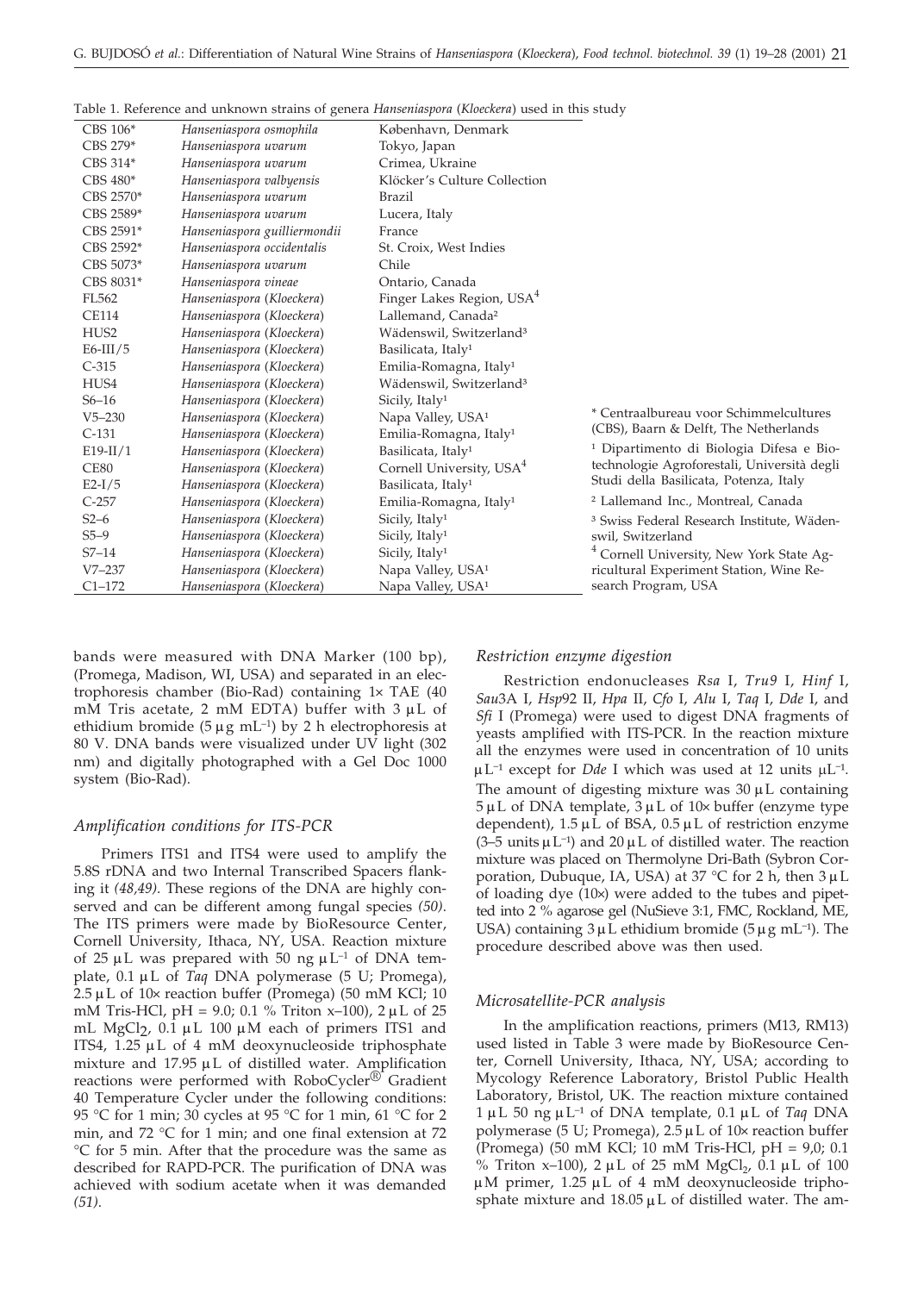Table 1. Reference and unknown strains of genera *Hanseniaspora* (*Kloeckera*) used in this study

| | | |
|---|---|---|
| CBS 106* | *Hanseniaspora osmophila* | København, Denmark |
| CBS 279* | *Hanseniaspora uvarum* | Tokyo, Japan |
| CBS 314* | *Hanseniaspora uvarum* | Crimea, Ukraine |
| CBS 480* | *Hanseniaspora valbyensis* | Klöcker's Culture Collection |
| CBS 2570* | *Hanseniaspora uvarum* | Brazil |
| CBS 2589* | *Hanseniaspora uvarum* | Lucera, Italy |
| CBS 2591* | *Hanseniaspora guilliermondii* | France |
| CBS 2592* | *Hanseniaspora occidentalis* | St. Croix, West Indies |
| CBS 5073* | *Hanseniaspora uvarum* | Chile |
| CBS 8031* | *Hanseniaspora vineae* | Ontario, Canada |
| FL562 | *Hanseniaspora* (*Kloeckera*) | Finger Lakes Region, USA[4] |
| CE114 | *Hanseniaspora* (*Kloeckera*) | Lallemand, Canada[2] |
| HUS2 | *Hanseniaspora* (*Kloeckera*) | Wädenswil, Switzerland[3] |
| E6-III/5 | *Hanseniaspora* (*Kloeckera*) | Basilicata, Italy[1] |
| C-315 | *Hanseniaspora* (*Kloeckera*) | Emilia-Romagna, Italy[1] |
| HUS4 | *Hanseniaspora* (*Kloeckera*) | Wädenswil, Switzerland[3] |
| S6–16 | *Hanseniaspora* (*Kloeckera*) | Sicily, Italy[1] |
| V5–230 | *Hanseniaspora* (*Kloeckera*) | Napa Valley, USA[1] |
| C-131 | *Hanseniaspora* (*Kloeckera*) | Emilia-Romagna, Italy[1] |
| E19-II/1 | *Hanseniaspora* (*Kloeckera*) | Basilicata, Italy[1] |
| CE80 | *Hanseniaspora* (*Kloeckera*) | Cornell University, USA[4] |
| E2-I/5 | *Hanseniaspora* (*Kloeckera*) | Basilicata, Italy[1] |
| C-257 | *Hanseniaspora* (*Kloeckera*) | Emilia-Romagna, Italy[1] |
| S2–6 | *Hanseniaspora* (*Kloeckera*) | Sicily, Italy[1] |
| S5–9 | *Hanseniaspora* (*Kloeckera*) | Sicily, Italy[1] |
| S7–14 | *Hanseniaspora* (*Kloeckera*) | Sicily, Italy[1] |
| V7–237 | *Hanseniaspora* (*Kloeckera*) | Napa Valley, USA[1] |
| C1–172 | *Hanseniaspora* (*Kloeckera*) | Napa Valley, USA[1] |

\* Centraalbureau voor Schimmelcultures (CBS), Baarn & Delft, The Netherlands

[1] Dipartimento di Biologia Difesa e Biotechnologie Agroforestali, Università degli Studi della Basilicata, Potenza, Italy

[2] Lallemand Inc., Montreal, Canada

[3] Swiss Federal Research Institute, Wädenswil, Switzerland

[4] Cornell University, New York State Agricultural Experiment Station, Wine Research Program, USA

bands were measured with DNA Marker (100 bp), (Promega, Madison, WI, USA) and separated in an electrophoresis chamber (Bio-Rad) containing 1× TAE (40 mM Tris acetate, 2 mM EDTA) buffer with 3 μL of ethidium bromide (5 μg mL$^{-1}$) by 2 h electrophoresis at 80 V. DNA bands were visualized under UV light (302 nm) and digitally photographed with a Gel Doc 1000 system (Bio-Rad).

### *Amplification conditions for ITS-PCR*

Primers ITS1 and ITS4 were used to amplify the 5.8S rDNA and two Internal Transcribed Spacers flanking it *(48,49)*. These regions of the DNA are highly conserved and can be different among fungal species *(50)*. The ITS primers were made by BioResource Center, Cornell University, Ithaca, NY, USA. Reaction mixture of 25 μL was prepared with 50 ng μL$^{-1}$ of DNA template, 0.1 μL of *Taq* DNA polymerase (5 U; Promega), 2.5 μL of 10× reaction buffer (Promega) (50 mM KCl; 10 mM Tris-HCl, pH = 9.0; 0.1 % Triton x–100), 2 μL of 25 mL $MgCl_2$, 0.1 μL 100 μM each of primers ITS1 and ITS4, 1.25 μL of 4 mM deoxynucleoside triphosphate mixture and 17.95 μL of distilled water. Amplification reactions were performed with RoboCycler® Gradient 40 Temperature Cycler under the following conditions: 95 °C for 1 min; 30 cycles at 95 °C for 1 min, 61 °C for 2 min, and 72 °C for 1 min; and one final extension at 72 °C for 5 min. After that the procedure was the same as described for RAPD-PCR. The purification of DNA was achieved with sodium acetate when it was demanded *(51)*.

### *Restriction enzyme digestion*

Restriction endonucleases *Rsa* I, *Tru9* I, *Hinf* I, *Sau*3A I, *Hsp*92 II, *Hpa* II, *Cfo* I, *Alu* I, *Taq* I, *Dde* I, and *Sfi* I (Promega) were used to digest DNA fragments of yeasts amplified with ITS-PCR. In the reaction mixture all the enzymes were used in concentration of 10 units μL$^{-1}$ except for *Dde* I which was used at 12 units μL$^{-1}$. The amount of digesting mixture was 30 μL containing 5 μL of DNA template, 3 μL of 10× buffer (enzyme type dependent), 1.5 μL of BSA, 0.5 μL of restriction enzyme (3–5 units μL$^{-1}$) and 20 μL of distilled water. The reaction mixture was placed on Thermolyne Dri-Bath (Sybron Corporation, Dubuque, IA, USA) at 37 °C for 2 h, then 3 μL of loading dye (10×) were added to the tubes and pipetted into 2 % agarose gel (NuSieve 3:1, FMC, Rockland, ME, USA) containing 3 μL ethidium bromide (5 μg mL$^{-1}$). The procedure described above was then used.

### *Microsatellite-PCR analysis*

In the amplification reactions, primers (M13, RM13) used listed in Table 3 were made by BioResource Center, Cornell University, Ithaca, NY, USA; according to Mycology Reference Laboratory, Bristol Public Health Laboratory, Bristol, UK. The reaction mixture contained 1 μL 50 ng μL$^{-1}$ of DNA template, 0.1 μL of *Taq* DNA polymerase (5 U; Promega), 2.5 μL of 10× reaction buffer (Promega) (50 mM KCl; 10 mM Tris-HCl, pH = 9,0; 0.1 % Triton x–100), 2 μL of 25 mM $MgCl_2$, 0.1 μL of 100 μM primer, 1.25 μL of 4 mM deoxynucleoside triphosphate mixture and 18.05 μL of distilled water. The am-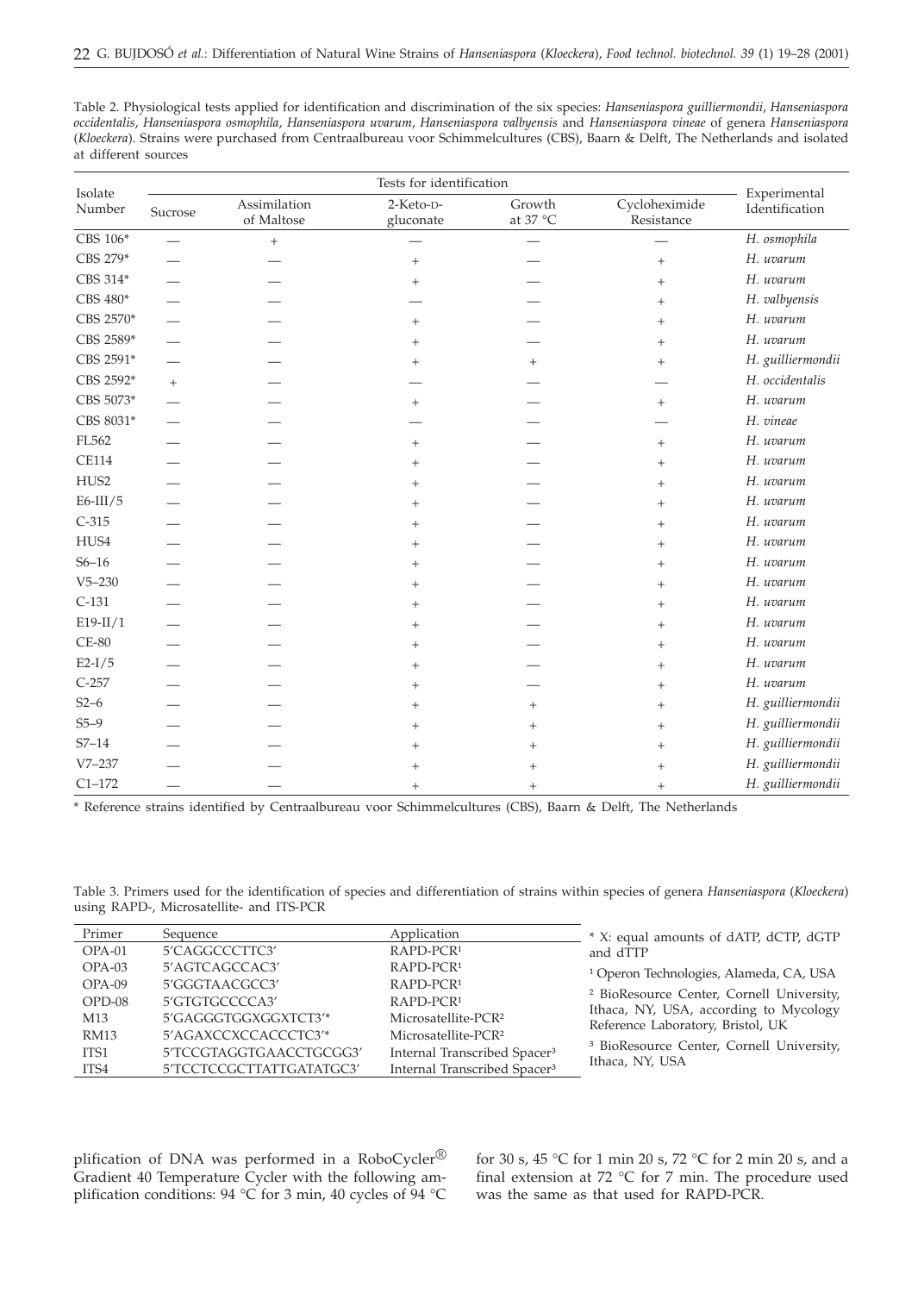Table 2. Physiological tests applied for identification and discrimination of the six species: *Hanseniaspora guilliermondii*, *Hanseniaspora occidentalis*, *Hanseniaspora osmophila*, *Hanseniaspora uvarum*, *Hanseniaspora valbyensis* and *Hanseniaspora vineae* of genera *Hanseniaspora* (*Kloeckera*). Strains were purchased from Centraalbureau voor Schimmelcultures (CBS), Baarn & Delft, The Netherlands and isolated at different sources

| Isolate Number | Tests for identification | | | | | Experimental Identification |
|---|---|---|---|---|---|---|
| | Sucrose | Assimilation of Maltose | 2-Keto-D-gluconate | Growth at 37 °C | Cycloheximide Resistance | |
| CBS 106* | — | + | — | — | — | *H. osmophila* |
| CBS 279* | — | — | + | — | + | *H. uvarum* |
| CBS 314* | — | — | + | — | + | *H. uvarum* |
| CBS 480* | — | — | — | — | + | *H. valbyensis* |
| CBS 2570* | — | — | + | — | + | *H. uvarum* |
| CBS 2589* | — | — | + | — | + | *H. uvarum* |
| CBS 2591* | — | — | + | + | + | *H. guilliermondii* |
| CBS 2592* | + | — | — | — | — | *H. occidentalis* |
| CBS 5073* | — | — | + | — | + | *H. uvarum* |
| CBS 8031* | — | — | — | — | — | *H. vineae* |
| FL562 | — | — | + | — | + | *H. uvarum* |
| CE114 | — | — | + | — | + | *H. uvarum* |
| HUS2 | — | — | + | — | + | *H. uvarum* |
| E6-III/5 | — | — | + | — | + | *H. uvarum* |
| C-315 | — | — | + | — | + | *H. uvarum* |
| HUS4 | — | — | + | — | + | *H. uvarum* |
| S6–16 | — | — | + | — | + | *H. uvarum* |
| V5–230 | — | — | + | — | + | *H. uvarum* |
| C-131 | — | — | + | — | + | *H. uvarum* |
| E19-II/1 | — | — | + | — | + | *H. uvarum* |
| CE-80 | — | — | + | — | + | *H. uvarum* |
| E2-I/5 | — | — | + | — | + | *H. uvarum* |
| C-257 | — | — | + | — | + | *H. uvarum* |
| S2–6 | — | — | + | + | + | *H. guilliermondii* |
| S5–9 | — | — | + | + | + | *H. guilliermondii* |
| S7–14 | — | — | + | + | + | *H. guilliermondii* |
| V7–237 | — | — | + | + | + | *H. guilliermondii* |
| C1–172 | — | — | + | + | + | *H. guilliermondii* |

* Reference strains identified by Centraalbureau voor Schimmelcultures (CBS), Baarn & Delft, The Netherlands

Table 3. Primers used for the identification of species and differentiation of strains within species of genera *Hanseniaspora* (*Kloeckera*) using RAPD-, Microsatellite- and ITS-PCR

| Primer | Sequence | Application |
|---|---|---|
| OPA-01 | 5'CAGGCCCTTC3' | RAPD-PCR[1] |
| OPA-03 | 5'AGTCAGCCAC3' | RAPD-PCR[1] |
| OPA-09 | 5'GGGTAACGCC3' | RAPD-PCR[1] |
| OPD-08 | 5'GTGTGCCCCA3' | RAPD-PCR[1] |
| M13 | 5'GAGGGTGGXGGXTCT3'* | Microsatellite-PCR[2] |
| RM13 | 5'AGAXCCXCCACCCTC3'* | Microsatellite-PCR[2] |
| ITS1 | 5'TCCGTAGGTGAACCTGCGG3' | Internal Transcribed Spacer[3] |
| ITS4 | 5'TCCTCCGCTTATTGATATGC3' | Internal Transcribed Spacer[3] |

* X: equal amounts of dATP, dCTP, dGTP and dTTP

[1] Operon Technologies, Alameda, CA, USA

[2] BioResource Center, Cornell University, Ithaca, NY, USA, according to Mycology Reference Laboratory, Bristol, UK

[3] BioResource Center, Cornell University, Ithaca, NY, USA

plification of DNA was performed in a RoboCycler® Gradient 40 Temperature Cycler with the following amplification conditions: 94 °C for 3 min, 40 cycles of 94 °C for 30 s, 45 °C for 1 min 20 s, 72 °C for 2 min 20 s, and a final extension at 72 °C for 7 min. The procedure used was the same as that used for RAPD-PCR.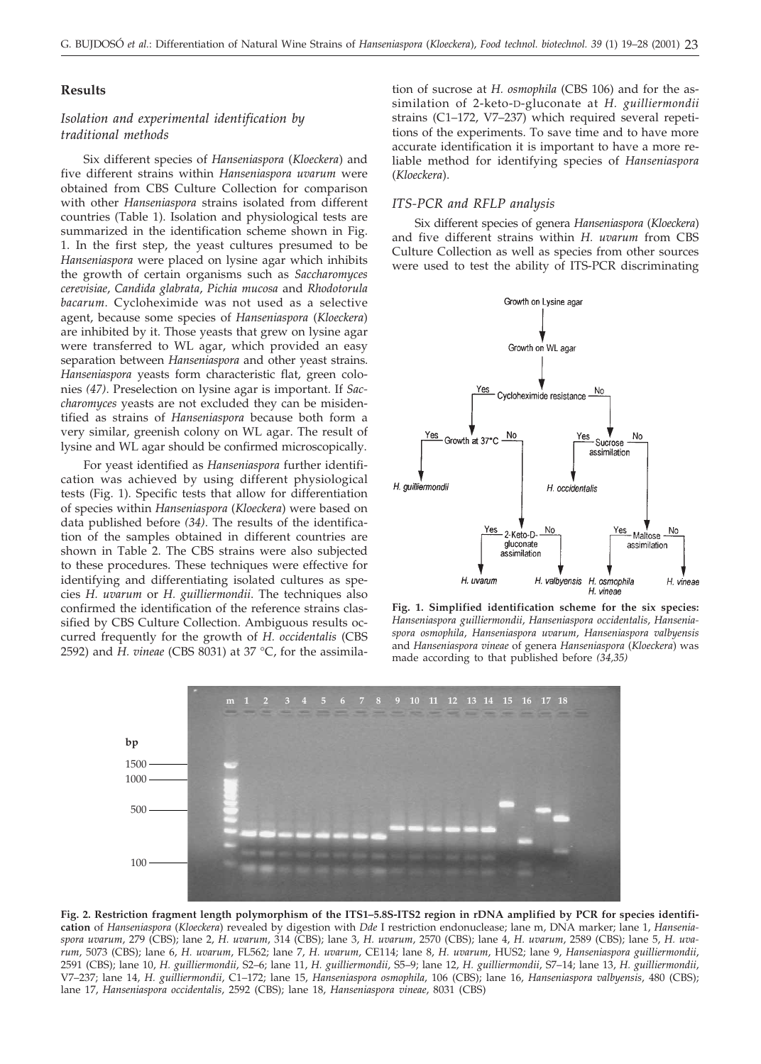## Results

### Isolation and experimental identification by traditional methods

Six different species of *Hanseniaspora* (*Kloeckera*) and five different strains within *Hanseniaspora uvarum* were obtained from CBS Culture Collection for comparison with other *Hanseniaspora* strains isolated from different countries (Table 1). Isolation and physiological tests are summarized in the identification scheme shown in Fig. 1. In the first step, the yeast cultures presumed to be *Hanseniaspora* were placed on lysine agar which inhibits the growth of certain organisms such as *Saccharomyces cerevisiae*, *Candida glabrata*, *Pichia mucosa* and *Rhodotorula bacarum*. Cycloheximide was not used as a selective agent, because some species of *Hanseniaspora* (*Kloeckera*) are inhibited by it. Those yeasts that grew on lysine agar were transferred to WL agar, which provided an easy separation between *Hanseniaspora* and other yeast strains. *Hanseniaspora* yeasts form characteristic flat, green colonies *(47)*. Preselection on lysine agar is important. If *Saccharomyces* yeasts are not excluded they can be misidentified as strains of *Hanseniaspora* because both form a very similar, greenish colony on WL agar. The result of lysine and WL agar should be confirmed microscopically.

For yeast identified as *Hanseniaspora* further identification was achieved by using different physiological tests (Fig. 1). Specific tests that allow for differentiation of species within *Hanseniaspora* (*Kloeckera*) were based on data published before *(34)*. The results of the identification of the samples obtained in different countries are shown in Table 2. The CBS strains were also subjected to these procedures. These techniques were effective for identifying and differentiating isolated cultures as species *H. uvarum* or *H. guilliermondii*. The techniques also confirmed the identification of the reference strains classified by CBS Culture Collection. Ambiguous results occurred frequently for the growth of *H. occidentalis* (CBS 2592) and *H. vineae* (CBS 8031) at 37 °C, for the assimilation of sucrose at *H. osmophila* (CBS 106) and for the assimilation of 2-keto-D-gluconate at *H. guilliermondii* strains (C1–172, V7–237) which required several repetitions of the experiments. To save time and to have more accurate identification it is important to have a more reliable method for identifying species of *Hanseniaspora* (*Kloeckera*).

### ITS-PCR and RFLP analysis

Six different species of genera *Hanseniaspora* (*Kloeckera*) and five different strains within *H. uvarum* from CBS Culture Collection as well as species from other sources were used to test the ability of ITS-PCR discriminating

**Fig. 1. Simplified identification scheme for the six species:** *Hanseniaspora guilliermondii*, *Hanseniaspora occidentalis*, *Hanseniaspora osmophila*, *Hanseniaspora uvarum*, *Hanseniaspora valbyensis* and *Hanseniaspora vineae* of genera *Hanseniaspora* (*Kloeckera*) was made according to that published before *(34,35)*

**Fig. 2. Restriction fragment length polymorphism of the ITS1–5.8S-ITS2 region in rDNA amplified by PCR for species identification** of *Hanseniaspora* (*Kloeckera*) revealed by digestion with *Dde* I restriction endonuclease; lane m, DNA marker; lane 1, *Hanseniaspora uvarum*, 279 (CBS); lane 2, *H. uvarum*, 314 (CBS); lane 3, *H. uvarum*, 2570 (CBS); lane 4, *H. uvarum*, 2589 (CBS); lane 5, *H. uvarum*, 5073 (CBS); lane 6, *H. uvarum*, FL562; lane 7, *H. uvarum*, CE114; lane 8, *H. uvarum*, HUS2; lane 9, *Hanseniaspora guilliermondii*, 2591 (CBS); lane 10, *H. guilliermondii*, S2–6; lane 11, *H. guilliermondii*, S5–9; lane 12, *H. guilliermondii*, S7–14; lane 13, *H. guilliermondii*, V7–237; lane 14, *H. guilliermondii*, C1–172; lane 15, *Hanseniaspora osmophila*, 106 (CBS); lane 16, *Hanseniaspora valbyensis*, 480 (CBS); lane 17, *Hanseniaspora occidentalis*, 2592 (CBS); lane 18, *Hanseniaspora vineae*, 8031 (CBS)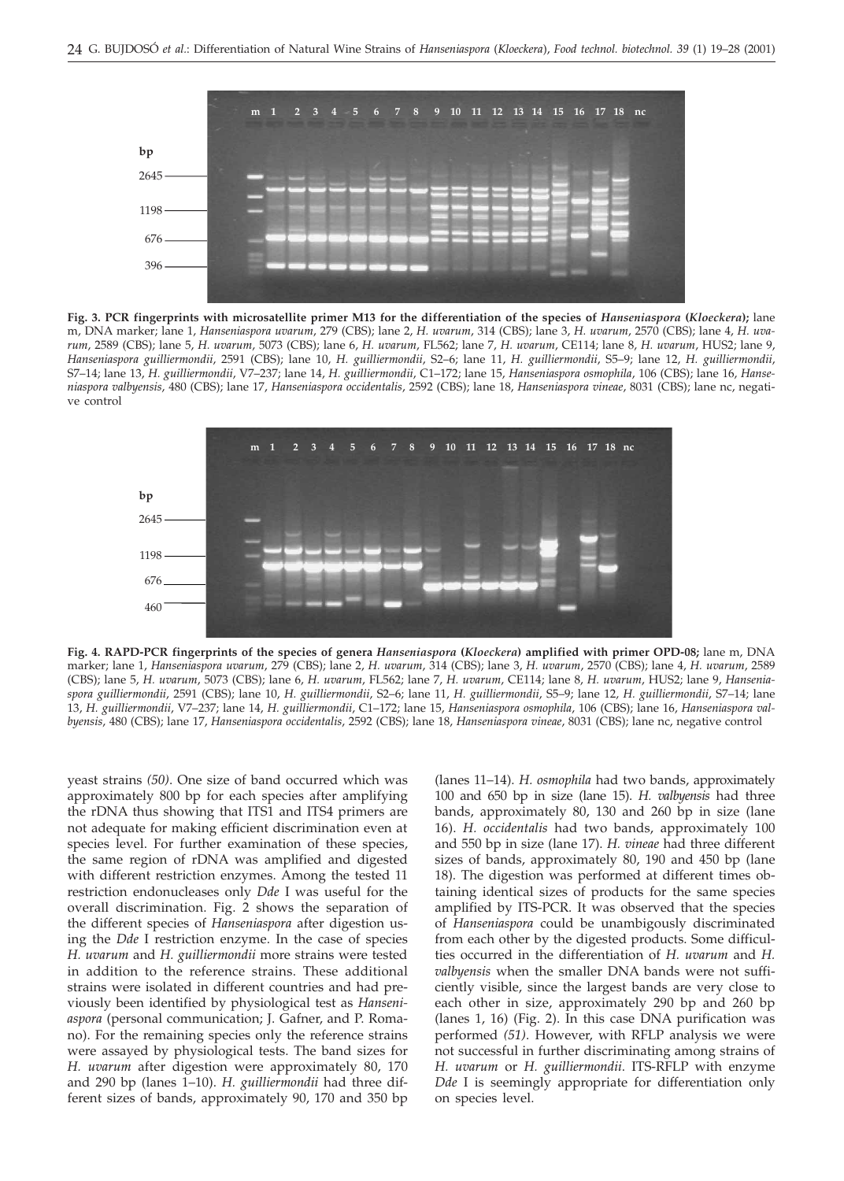**Fig. 3. PCR fingerprints with microsatellite primer M13 for the differentiation of the species of *Hanseniaspora* (*Kloeckera*);** lane m, DNA marker; lane 1, *Hanseniaspora uvarum*, 279 (CBS); lane 2, *H. uvarum*, 314 (CBS); lane 3, *H. uvarum*, 2570 (CBS); lane 4, *H. uvarum*, 2589 (CBS); lane 5, *H. uvarum*, 5073 (CBS); lane 6, *H. uvarum*, FL562; lane 7, *H. uvarum*, CE114; lane 8, *H. uvarum*, HUS2; lane 9, *Hanseniaspora guilliermondii*, 2591 (CBS); lane 10, *H. guilliermondii*, S2–6; lane 11, *H. guilliermondii*, S5–9; lane 12, *H. guilliermondii*, S7–14; lane 13, *H. guilliermondii*, V7–237; lane 14, *H. guilliermondii*, C1–172; lane 15, *Hanseniaspora osmophila*, 106 (CBS); lane 16, *Hanseniaspora valbyensis*, 480 (CBS); lane 17, *Hanseniaspora occidentalis*, 2592 (CBS); lane 18, *Hanseniaspora vineae*, 8031 (CBS); lane nc, negative control

**Fig. 4. RAPD-PCR fingerprints of the species of genera *Hanseniaspora* (*Kloeckera*) amplified with primer OPD-08;** lane m, DNA marker; lane 1, *Hanseniaspora uvarum*, 279 (CBS); lane 2, *H. uvarum*, 314 (CBS); lane 3, *H. uvarum*, 2570 (CBS); lane 4, *H. uvarum*, 2589 (CBS); lane 5, *H. uvarum*, 5073 (CBS); lane 6, *H. uvarum*, FL562; lane 7, *H. uvarum*, CE114; lane 8, *H. uvarum*, HUS2; lane 9, *Hanseniaspora guilliermondii*, 2591 (CBS); lane 10, *H. guilliermondii*, S2–6; lane 11, *H. guilliermondii*, S5–9; lane 12, *H. guilliermondii*, S7–14; lane 13, *H. guilliermondii*, V7–237; lane 14, *H. guilliermondii*, C1–172; lane 15, *Hanseniaspora osmophila*, 106 (CBS); lane 16, *Hanseniaspora valbyensis*, 480 (CBS); lane 17, *Hanseniaspora occidentalis*, 2592 (CBS); lane 18, *Hanseniaspora vineae*, 8031 (CBS); lane nc, negative control

yeast strains *(50)*. One size of band occurred which was approximately 800 bp for each species after amplifying the rDNA thus showing that ITS1 and ITS4 primers are not adequate for making efficient discrimination even at species level. For further examination of these species, the same region of rDNA was amplified and digested with different restriction enzymes. Among the tested 11 restriction endonucleases only *Dde* I was useful for the overall discrimination. Fig. 2 shows the separation of the different species of *Hanseniaspora* after digestion using the *Dde* I restriction enzyme. In the case of species *H. uvarum* and *H. guilliermondii* more strains were tested in addition to the reference strains. These additional strains were isolated in different countries and had previously been identified by physiological test as *Hanseniaspora* (personal communication; J. Gafner, and P. Romano). For the remaining species only the reference strains were assayed by physiological tests. The band sizes for *H. uvarum* after digestion were approximately 80, 170 and 290 bp (lanes 1–10). *H. guilliermondii* had three different sizes of bands, approximately 90, 170 and 350 bp (lanes 11–14). *H. osmophila* had two bands, approximately 100 and 650 bp in size (lane 15). *H. valbyensis* had three bands, approximately 80, 130 and 260 bp in size (lane 16). *H. occidentalis* had two bands, approximately 100 and 550 bp in size (lane 17). *H. vineae* had three different sizes of bands, approximately 80, 190 and 450 bp (lane 18). The digestion was performed at different times obtaining identical sizes of products for the same species amplified by ITS-PCR. It was observed that the species of *Hanseniaspora* could be unambigously discriminated from each other by the digested products. Some difficulties occurred in the differentiation of *H. uvarum* and *H. valbyensis* when the smaller DNA bands were not sufficiently visible, since the largest bands are very close to each other in size, approximately 290 bp and 260 bp (lanes 1, 16) (Fig. 2). In this case DNA purification was performed *(51)*. However, with RFLP analysis we were not successful in further discriminating among strains of *H. uvarum* or *H. guilliermondii*. ITS-RFLP with enzyme *Dde* I is seemingly appropriate for differentiation only on species level.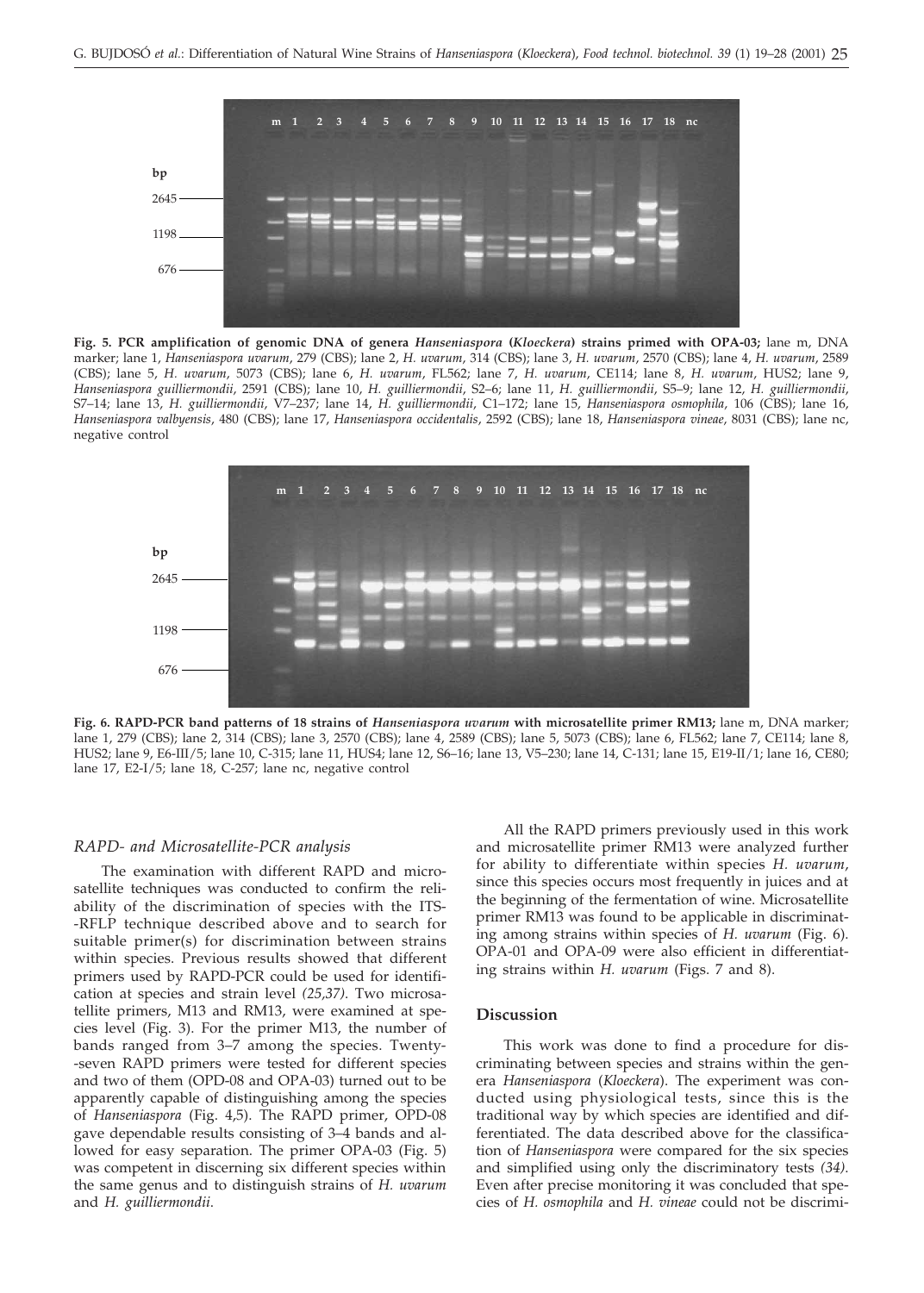**Fig. 5. PCR amplification of genomic DNA of genera *Hanseniaspora* (*Kloeckera*) strains primed with OPA-03;** lane m, DNA marker; lane 1, *Hanseniaspora uvarum*, 279 (CBS); lane 2, *H. uvarum*, 314 (CBS); lane 3, *H. uvarum*, 2570 (CBS); lane 4, *H. uvarum*, 2589 (CBS); lane 5, *H. uvarum*, 5073 (CBS); lane 6, *H. uvarum*, FL562; lane 7, *H. uvarum*, CE114; lane 8, *H. uvarum*, HUS2; lane 9, *Hanseniaspora guilliermondii*, 2591 (CBS); lane 10, *H. guilliermondii*, S2–6; lane 11, *H. guilliermondii*, S5–9; lane 12, *H. guilliermondii*, S7–14; lane 13, *H. guilliermondii*, V7–237; lane 14, *H. guilliermondii*, C1–172; lane 15, *Hanseniaspora osmophila*, 106 (CBS); lane 16, *Hanseniaspora valbyensis*, 480 (CBS); lane 17, *Hanseniaspora occidentalis*, 2592 (CBS); lane 18, *Hanseniaspora vineae*, 8031 (CBS); lane nc, negative control

**Fig. 6. RAPD-PCR band patterns of 18 strains of *Hanseniaspora uvarum* with microsatellite primer RM13;** lane m, DNA marker; lane 1, 279 (CBS); lane 2, 314 (CBS); lane 3, 2570 (CBS); lane 4, 2589 (CBS); lane 5, 5073 (CBS); lane 6, FL562; lane 7, CE114; lane 8, HUS2; lane 9, E6-III/5; lane 10, C-315; lane 11, HUS4; lane 12, S6–16; lane 13, V5–230; lane 14, C-131; lane 15, E19-II/1; lane 16, CE80; lane 17, E2-I/5; lane 18, C-257; lane nc, negative control

### *RAPD- and Microsatellite-PCR analysis*

The examination with different RAPD and microsatellite techniques was conducted to confirm the reliability of the discrimination of species with the ITS-RFLP technique described above and to search for suitable primer(s) for discrimination between strains within species. Previous results showed that different primers used by RAPD-PCR could be used for identification at species and strain level *(25,37)*. Two microsatellite primers, M13 and RM13, were examined at species level (Fig. 3). For the primer M13, the number of bands ranged from 3–7 among the species. Twenty-seven RAPD primers were tested for different species and two of them (OPD-08 and OPA-03) turned out to be apparently capable of distinguishing among the species of *Hanseniaspora* (Fig. 4,5). The RAPD primer, OPD-08 gave dependable results consisting of 3–4 bands and allowed for easy separation. The primer OPA-03 (Fig. 5) was competent in discerning six different species within the same genus and to distinguish strains of *H. uvarum* and *H. guilliermondii*.

All the RAPD primers previously used in this work and microsatellite primer RM13 were analyzed further for ability to differentiate within species *H. uvarum*, since this species occurs most frequently in juices and at the beginning of the fermentation of wine. Microsatellite primer RM13 was found to be applicable in discriminating among strains within species of *H. uvarum* (Fig. 6). OPA-01 and OPA-09 were also efficient in differentiating strains within *H. uvarum* (Figs. 7 and 8).

## Discussion

This work was done to find a procedure for discriminating between species and strains within the genera *Hanseniaspora* (*Kloeckera*). The experiment was conducted using physiological tests, since this is the traditional way by which species are identified and differentiated. The data described above for the classification of *Hanseniaspora* were compared for the six species and simplified using only the discriminatory tests *(34)*. Even after precise monitoring it was concluded that species of *H. osmophila* and *H. vineae* could not be discrimi-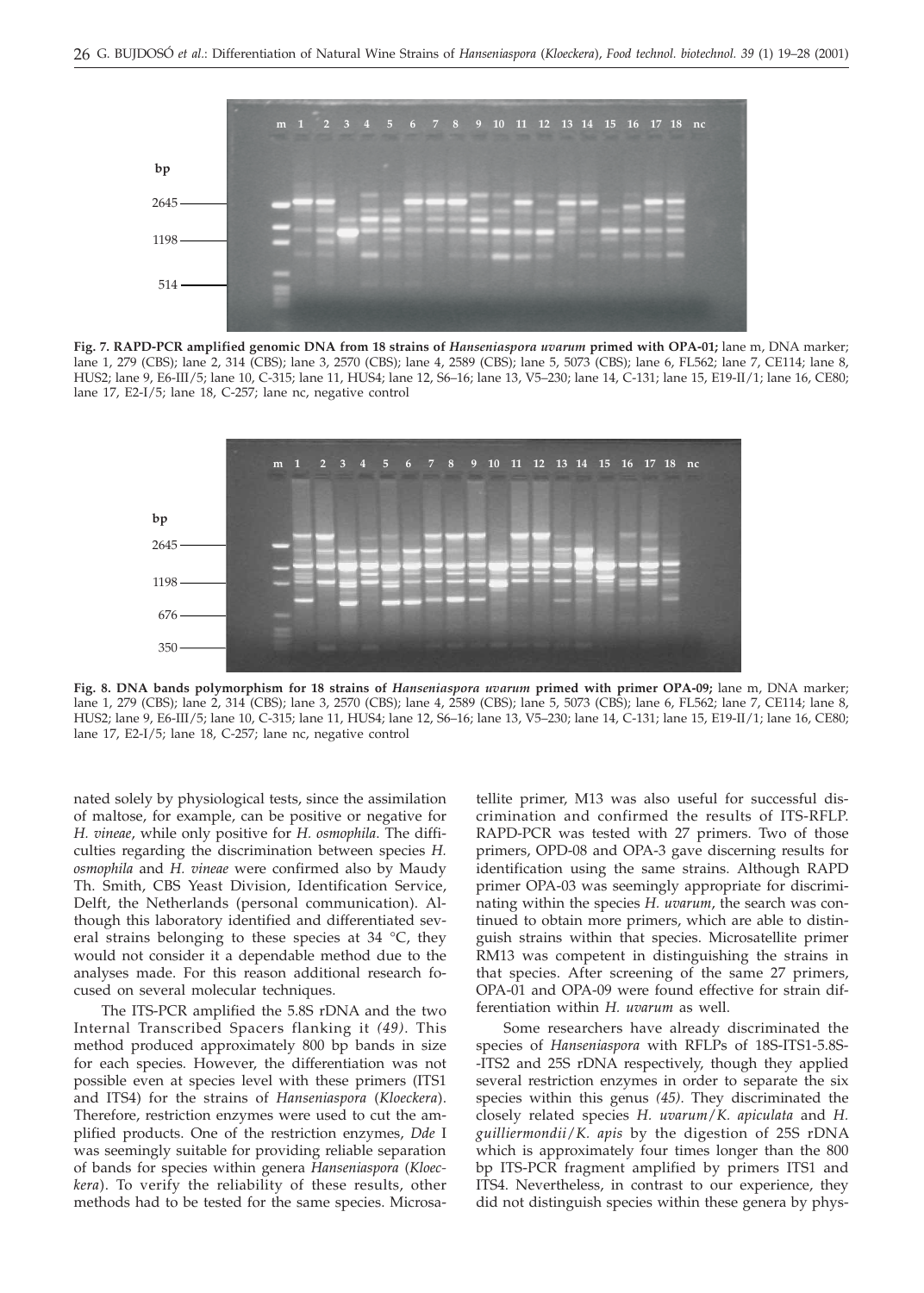**Fig. 7. RAPD-PCR amplified genomic DNA from 18 strains of *Hanseniaspora uvarum* primed with OPA-01;** lane m, DNA marker; lane 1, 279 (CBS); lane 2, 314 (CBS); lane 3, 2570 (CBS); lane 4, 2589 (CBS); lane 5, 5073 (CBS); lane 6, FL562; lane 7, CE114; lane 8, HUS2; lane 9, E6-III/5; lane 10, C-315; lane 11, HUS4; lane 12, S6–16; lane 13, V5–230; lane 14, C-131; lane 15, E19-II/1; lane 16, CE80; lane 17, E2-I/5; lane 18, C-257; lane nc, negative control

**Fig. 8. DNA bands polymorphism for 18 strains of *Hanseniaspora uvarum* primed with primer OPA-09;** lane m, DNA marker; lane 1, 279 (CBS); lane 2, 314 (CBS); lane 3, 2570 (CBS); lane 4, 2589 (CBS); lane 5, 5073 (CBS); lane 6, FL562; lane 7, CE114; lane 8, HUS2; lane 9, E6-III/5; lane 10, C-315; lane 11, HUS4; lane 12, S6–16; lane 13, V5–230; lane 14, C-131; lane 15, E19-II/1; lane 16, CE80; lane 17, E2-I/5; lane 18, C-257; lane nc, negative control

nated solely by physiological tests, since the assimilation of maltose, for example, can be positive or negative for *H. vineae*, while only positive for *H. osmophila*. The difficulties regarding the discrimination between species *H. osmophila* and *H. vineae* were confirmed also by Maudy Th. Smith, CBS Yeast Division, Identification Service, Delft, the Netherlands (personal communication). Although this laboratory identified and differentiated several strains belonging to these species at 34 °C, they would not consider it a dependable method due to the analyses made. For this reason additional research focused on several molecular techniques.

The ITS-PCR amplified the 5.8S rDNA and the two Internal Transcribed Spacers flanking it *(49)*. This method produced approximately 800 bp bands in size for each species. However, the differentiation was not possible even at species level with these primers (ITS1 and ITS4) for the strains of *Hanseniaspora* (*Kloeckera*). Therefore, restriction enzymes were used to cut the amplified products. One of the restriction enzymes, *Dde* I was seemingly suitable for providing reliable separation of bands for species within genera *Hanseniaspora* (*Kloeckera*). To verify the reliability of these results, other methods had to be tested for the same species. Microsatellite primer, M13 was also useful for successful discrimination and confirmed the results of ITS-RFLP. RAPD-PCR was tested with 27 primers. Two of those primers, OPD-08 and OPA-3 gave discerning results for identification using the same strains. Although RAPD primer OPA-03 was seemingly appropriate for discriminating within the species *H. uvarum*, the search was continued to obtain more primers, which are able to distinguish strains within that species. Microsatellite primer RM13 was competent in distinguishing the strains in that species. After screening of the same 27 primers, OPA-01 and OPA-09 were found effective for strain differentiation within *H. uvarum* as well.

Some researchers have already discriminated the species of *Hanseniaspora* with RFLPs of 18S-ITS1-5.8S-ITS2 and 25S rDNA respectively, though they applied several restriction enzymes in order to separate the six species within this genus *(45)*. They discriminated the closely related species *H. uvarum*/*K. apiculata* and *H. guilliermondii*/*K. apis* by the digestion of 25S rDNA which is approximately four times longer than the 800 bp ITS-PCR fragment amplified by primers ITS1 and ITS4. Nevertheless, in contrast to our experience, they did not distinguish species within these genera by phys-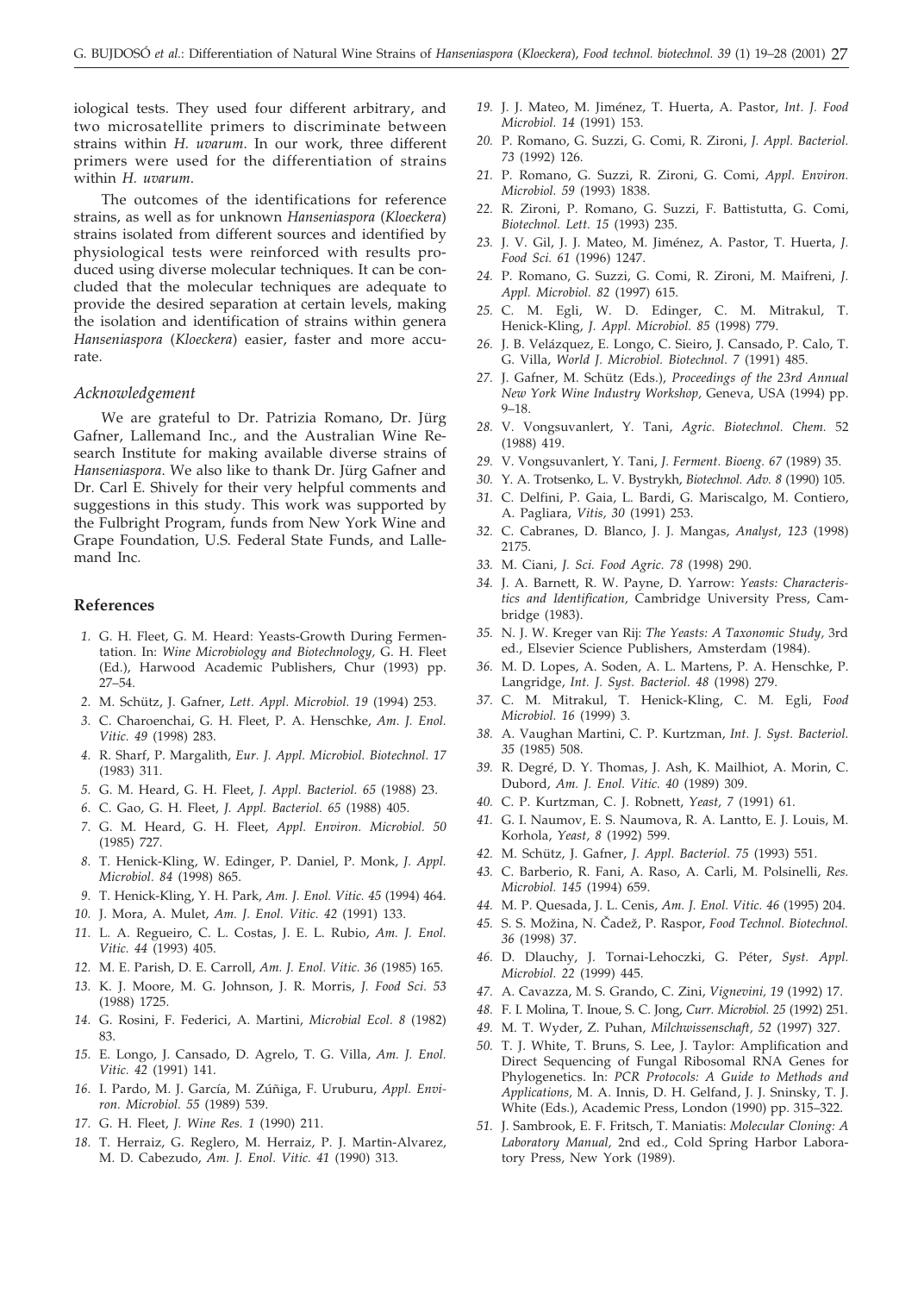iological tests. They used four different arbitrary, and two microsatellite primers to discriminate between strains within *H. uvarum*. In our work, three different primers were used for the differentiation of strains within *H. uvarum*.

The outcomes of the identifications for reference strains, as well as for unknown *Hanseniaspora* (*Kloeckera*) strains isolated from different sources and identified by physiological tests were reinforced with results produced using diverse molecular techniques. It can be concluded that the molecular techniques are adequate to provide the desired separation at certain levels, making the isolation and identification of strains within genera *Hanseniaspora* (*Kloeckera*) easier, faster and more accurate.

### *Acknowledgement*

We are grateful to Dr. Patrizia Romano, Dr. Jürg Gafner, Lallemand Inc., and the Australian Wine Research Institute for making available diverse strains of *Hanseniaspora*. We also like to thank Dr. Jürg Gafner and Dr. Carl E. Shively for their very helpful comments and suggestions in this study. This work was supported by the Fulbright Program, funds from New York Wine and Grape Foundation, U.S. Federal State Funds, and Lallemand Inc.

## References

1. G. H. Fleet, G. M. Heard: Yeasts-Growth During Fermentation. In: *Wine Microbiology and Biotechnology*, G. H. Fleet (Ed.), Harwood Academic Publishers, Chur (1993) pp. 27–54.
2. M. Schütz, J. Gafner, *Lett. Appl. Microbiol. 19* (1994) 253.
3. C. Charoenchai, G. H. Fleet, P. A. Henschke, *Am. J. Enol. Vitic. 49* (1998) 283.
4. R. Sharf, P. Margalith, *Eur. J. Appl. Microbiol. Biotechnol. 17* (1983) 311.
5. G. M. Heard, G. H. Fleet, *J. Appl. Bacteriol. 65* (1988) 23.
6. C. Gao, G. H. Fleet, *J. Appl. Bacteriol. 65* (1988) 405.
7. G. M. Heard, G. H. Fleet, *Appl. Environ. Microbiol. 50* (1985) 727.
8. T. Henick-Kling, W. Edinger, P. Daniel, P. Monk, *J. Appl. Microbiol. 84* (1998) 865.
9. T. Henick-Kling, Y. H. Park, *Am. J. Enol. Vitic. 45* (1994) 464.
10. J. Mora, A. Mulet, *Am. J. Enol. Vitic. 42* (1991) 133.
11. L. A. Regueiro, C. L. Costas, J. E. L. Rubio, *Am. J. Enol. Vitic. 44* (1993) 405.
12. M. E. Parish, D. E. Carroll, *Am. J. Enol. Vitic. 36* (1985) 165.
13. K. J. Moore, M. G. Johnson, J. R. Morris, *J. Food Sci. 53* (1988) 1725.
14. G. Rosini, F. Federici, A. Martini, *Microbial Ecol. 8* (1982) 83.
15. E. Longo, J. Cansado, D. Agrelo, T. G. Villa, *Am. J. Enol. Vitic. 42* (1991) 141.
16. I. Pardo, M. J. García, M. Zúñiga, F. Uruburu, *Appl. Environ. Microbiol. 55* (1989) 539.
17. G. H. Fleet, *J. Wine Res. 1* (1990) 211.
18. T. Herraiz, G. Reglero, M. Herraiz, P. J. Martin-Alvarez, M. D. Cabezudo, *Am. J. Enol. Vitic. 41* (1990) 313.
19. J. J. Mateo, M. Jiménez, T. Huerta, A. Pastor, *Int. J. Food Microbiol. 14* (1991) 153.
20. P. Romano, G. Suzzi, G. Comi, R. Zironi, *J. Appl. Bacteriol. 73* (1992) 126.
21. P. Romano, G. Suzzi, R. Zironi, G. Comi, *Appl. Environ. Microbiol. 59* (1993) 1838.
22. R. Zironi, P. Romano, G. Suzzi, F. Battistutta, G. Comi, *Biotechnol. Lett. 15* (1993) 235.
23. J. V. Gil, J. J. Mateo, M. Jiménez, A. Pastor, T. Huerta, *J. Food Sci. 61* (1996) 1247.
24. P. Romano, G. Suzzi, G. Comi, R. Zironi, M. Maifreni, *J. Appl. Microbiol. 82* (1997) 615.
25. C. M. Egli, W. D. Edinger, C. M. Mitrakul, T. Henick-Kling, *J. Appl. Microbiol. 85* (1998) 779.
26. J. B. Velázquez, E. Longo, C. Sieiro, J. Cansado, P. Calo, T. G. Villa, *World J. Microbiol. Biotechnol. 7* (1991) 485.
27. J. Gafner, M. Schütz (Eds.), *Proceedings of the 23rd Annual New York Wine Industry Workshop*, Geneva, USA (1994) pp. 9–18.
28. V. Vongsuvanlert, Y. Tani, *Agric. Biotechnol. Chem.* 52 (1988) 419.
29. V. Vongsuvanlert, Y. Tani, *J. Ferment. Bioeng. 67* (1989) 35.
30. Y. A. Trotsenko, L. V. Bystrykh, *Biotechnol. Adv. 8* (1990) 105.
31. C. Delfini, P. Gaia, L. Bardi, G. Mariscalgo, M. Contiero, A. Pagliara, *Vitis, 30* (1991) 253.
32. C. Cabranes, D. Blanco, J. J. Mangas, *Analyst, 123* (1998) 2175.
33. M. Ciani, *J. Sci. Food Agric. 78* (1998) 290.
34. J. A. Barnett, R. W. Payne, D. Yarrow: *Yeasts: Characteristics and Identification*, Cambridge University Press, Cambridge (1983).
35. N. J. W. Kreger van Rij: *The Yeasts: A Taxonomic Study*, 3rd ed., Elsevier Science Publishers, Amsterdam (1984).
36. M. D. Lopes, A. Soden, A. L. Martens, P. A. Henschke, P. Langridge, *Int. J. Syst. Bacteriol. 48* (1998) 279.
37. C. M. Mitrakul, T. Henick-Kling, C. M. Egli, *Food Microbiol. 16* (1999) 3.
38. A. Vaughan Martini, C. P. Kurtzman, *Int. J. Syst. Bacteriol. 35* (1985) 508.
39. R. Degré, D. Y. Thomas, J. Ash, K. Mailhiot, A. Morin, C. Dubord, *Am. J. Enol. Vitic. 40* (1989) 309.
40. C. P. Kurtzman, C. J. Robnett, *Yeast, 7* (1991) 61.
41. G. I. Naumov, E. S. Naumova, R. A. Lantto, E. J. Louis, M. Korhola, *Yeast, 8* (1992) 599.
42. M. Schütz, J. Gafner, *J. Appl. Bacteriol. 75* (1993) 551.
43. C. Barberio, R. Fani, A. Raso, A. Carli, M. Polsinelli, *Res. Microbiol. 145* (1994) 659.
44. M. P. Quesada, J. L. Cenis, *Am. J. Enol. Vitic. 46* (1995) 204.
45. S. S. Možina, N. Čadež, P. Raspor, *Food Technol. Biotechnol. 36* (1998) 37.
46. D. Dlauchy, J. Tornai-Lehoczki, G. Péter, *Syst. Appl. Microbiol. 22* (1999) 445.
47. A. Cavazza, M. S. Grando, C. Zini, *Vignevini, 19* (1992) 17.
48. F. I. Molina, T. Inoue, S. C. Jong, *Curr. Microbiol. 25* (1992) 251.
49. M. T. Wyder, Z. Puhan, *Milchwissenschaft, 52* (1997) 327.
50. T. J. White, T. Bruns, S. Lee, J. Taylor: Amplification and Direct Sequencing of Fungal Ribosomal RNA Genes for Phylogenetics. In: *PCR Protocols: A Guide to Methods and Applications*, M. A. Innis, D. H. Gelfand, J. J. Sninsky, T. J. White (Eds.), Academic Press, London (1990) pp. 315–322.
51. J. Sambrook, E. F. Fritsch, T. Maniatis: *Molecular Cloning: A Laboratory Manual*, 2nd ed., Cold Spring Harbor Laboratory Press, New York (1989).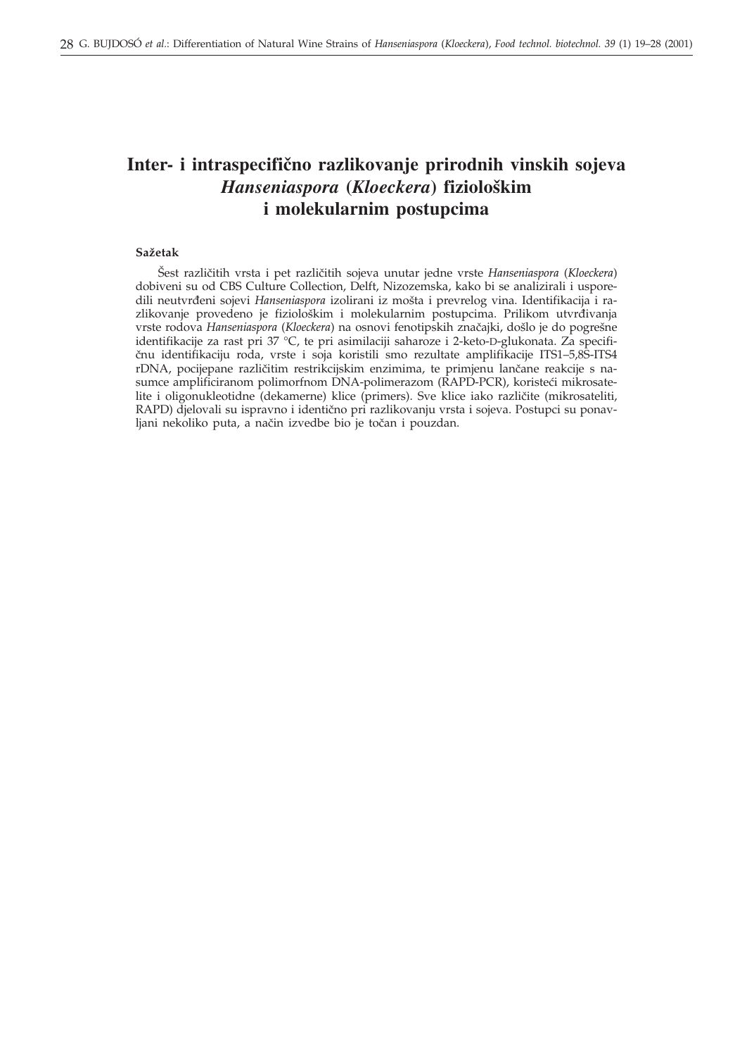# Inter- i intraspecifično razlikovanje prirodnih vinskih sojeva *Hanseniaspora* (*Kloeckera*) fiziološkim i molekularnim postupcima

### Sažetak

Šest različitih vrsta i pet različitih sojeva unutar jedne vrste *Hanseniaspora* (*Kloeckera*) dobiveni su od CBS Culture Collection, Delft, Nizozemska, kako bi se analizirali i usporedili neutvrđeni sojevi *Hanseniaspora* izolirani iz mošta i prevrelog vina. Identifikacija i razlikovanje provedeno je fiziološkim i molekularnim postupcima. Prilikom utvrđivanja vrste rodova *Hanseniaspora* (*Kloeckera*) na osnovi fenotipskih značajki, došlo je do pogrešne identifikacije za rast pri 37 °C, te pri asimilaciji saharoze i 2-keto-D-glukonata. Za specifičnu identifikaciju roda, vrste i soja koristili smo rezultate amplifikacije ITS1–5,8S-ITS4 rDNA, pocijepane različitim restrikcijskim enzimima, te primjenu lančane reakcije s nasumce amplificiranom polimorfnom DNA-polimerazom (RAPD-PCR), koristeći mikrosatelite i oligonukleotidne (dekamerne) klice (primers). Sve klice iako različite (mikrosateliti, RAPD) djelovali su ispravno i identično pri razlikovanju vrsta i sojeva. Postupci su ponavljani nekoliko puta, a način izvedbe bio je točan i pouzdan.